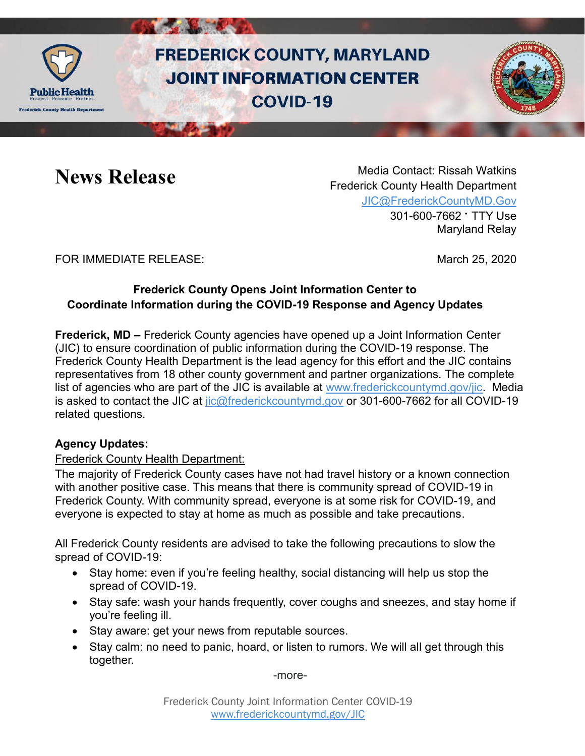# FREDERICK COUNTY, MARYLAND JOINT INFORMATION CENTER COVID-19

## News Release

Media Contact: Rissah Watkins
Frederick County Health Department
JIC@FrederickCountyMD.Gov
301-600-7662 · TTY Use Maryland Relay

FOR IMMEDIATE RELEASE: March 25, 2020

### Frederick County Opens Joint Information Center to Coordinate Information during the COVID-19 Response and Agency Updates

**Frederick, MD –** Frederick County agencies have opened up a Joint Information Center (JIC) to ensure coordination of public information during the COVID-19 response. The Frederick County Health Department is the lead agency for this effort and the JIC contains representatives from 18 other county government and partner organizations. The complete list of agencies who are part of the JIC is available at www.frederickcountymd.gov/jic. Media is asked to contact the JIC at jic@frederickcountymd.gov or 301-600-7662 for all COVID-19 related questions.

**Agency Updates:**

Frederick County Health Department:

The majority of Frederick County cases have not had travel history or a known connection with another positive case. This means that there is community spread of COVID-19 in Frederick County. With community spread, everyone is at some risk for COVID-19, and everyone is expected to stay at home as much as possible and take precautions.

All Frederick County residents are advised to take the following precautions to slow the spread of COVID-19:

- Stay home: even if you're feeling healthy, social distancing will help us stop the spread of COVID-19.
- Stay safe: wash your hands frequently, cover coughs and sneezes, and stay home if you're feeling ill.
- Stay aware: get your news from reputable sources.
- Stay calm: no need to panic, hoard, or listen to rumors. We will all get through this together.

-more-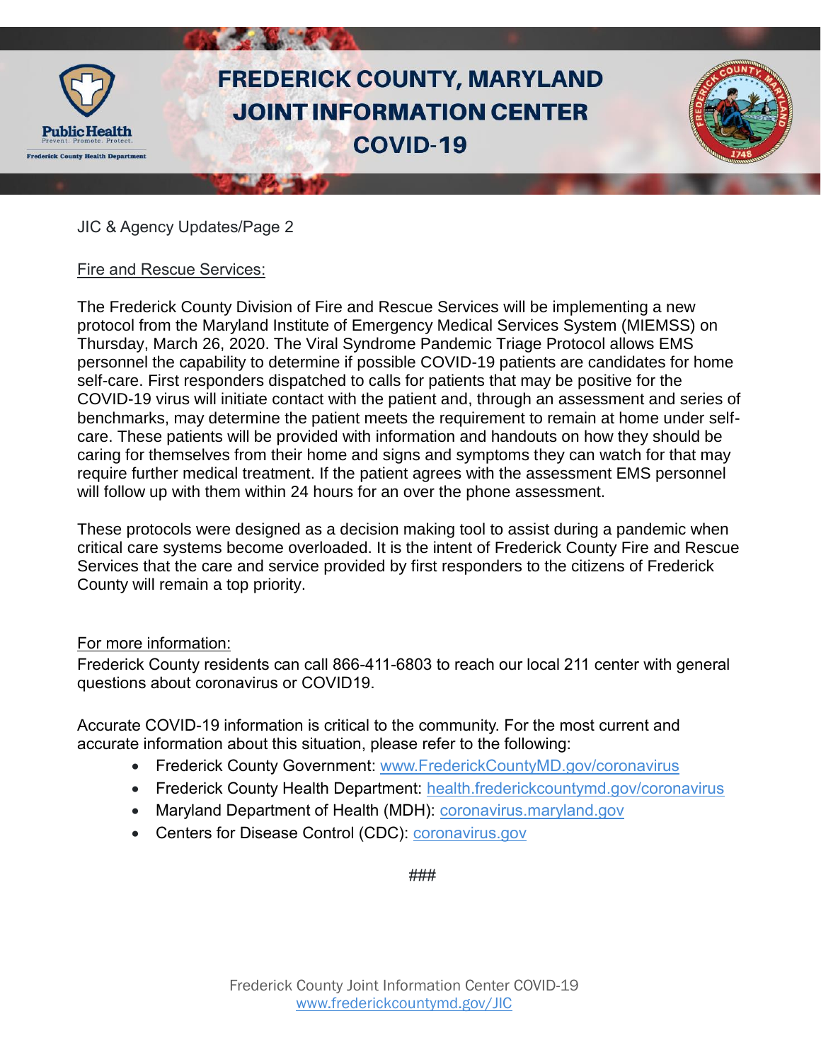JIC & Agency Updates/Page 2

Fire and Rescue Services:

The Frederick County Division of Fire and Rescue Services will be implementing a new protocol from the Maryland Institute of Emergency Medical Services System (MIEMSS) on Thursday, March 26, 2020. The Viral Syndrome Pandemic Triage Protocol allows EMS personnel the capability to determine if possible COVID-19 patients are candidates for home self-care. First responders dispatched to calls for patients that may be positive for the COVID-19 virus will initiate contact with the patient and, through an assessment and series of benchmarks, may determine the patient meets the requirement to remain at home under self-care. These patients will be provided with information and handouts on how they should be caring for themselves from their home and signs and symptoms they can watch for that may require further medical treatment. If the patient agrees with the assessment EMS personnel will follow up with them within 24 hours for an over the phone assessment.

These protocols were designed as a decision making tool to assist during a pandemic when critical care systems become overloaded. It is the intent of Frederick County Fire and Rescue Services that the care and service provided by first responders to the citizens of Frederick County will remain a top priority.

For more information:
Frederick County residents can call 866-411-6803 to reach our local 211 center with general questions about coronavirus or COVID19.

Accurate COVID-19 information is critical to the community. For the most current and accurate information about this situation, please refer to the following:

- Frederick County Government: www.FrederickCountyMD.gov/coronavirus
- Frederick County Health Department: health.frederickcountymd.gov/coronavirus
- Maryland Department of Health (MDH): coronavirus.maryland.gov
- Centers for Disease Control (CDC): coronavirus.gov

###